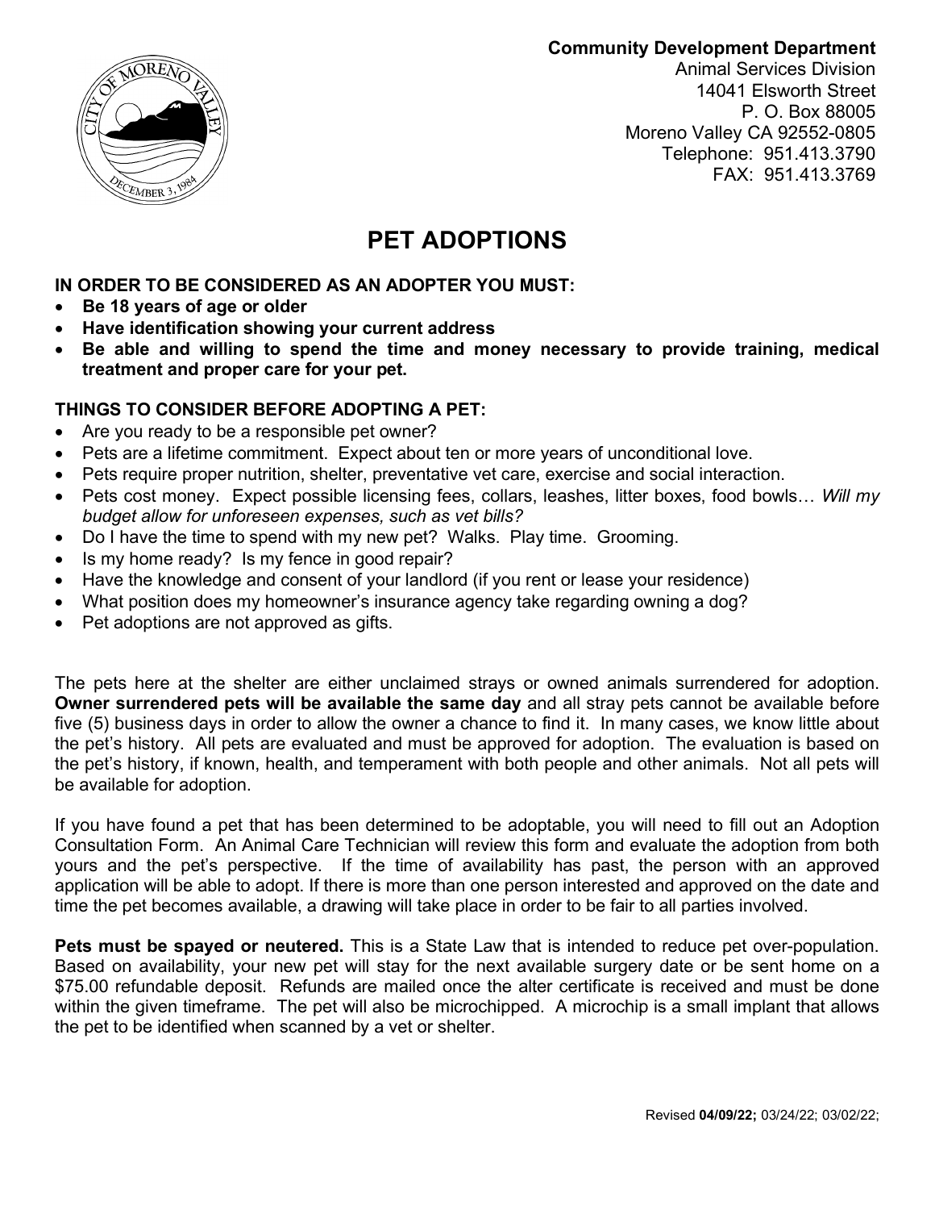**Community Development Department**
Animal Services Division
14041 Elsworth Street
P. O. Box 88005
Moreno Valley CA 92552-0805
Telephone: 951.413.3790
FAX: 951.413.3769

# PET ADOPTIONS

**IN ORDER TO BE CONSIDERED AS AN ADOPTER YOU MUST:**

- **Be 18 years of age or older**
- **Have identification showing your current address**
- **Be able and willing to spend the time and money necessary to provide training, medical treatment and proper care for your pet.**

**THINGS TO CONSIDER BEFORE ADOPTING A PET:**

- Are you ready to be a responsible pet owner?
- Pets are a lifetime commitment. Expect about ten or more years of unconditional love.
- Pets require proper nutrition, shelter, preventative vet care, exercise and social interaction.
- Pets cost money. Expect possible licensing fees, collars, leashes, litter boxes, food bowls… *Will my budget allow for unforeseen expenses, such as vet bills?*
- Do I have the time to spend with my new pet? Walks. Play time. Grooming.
- Is my home ready? Is my fence in good repair?
- Have the knowledge and consent of your landlord (if you rent or lease your residence)
- What position does my homeowner's insurance agency take regarding owning a dog?
- Pet adoptions are not approved as gifts.

The pets here at the shelter are either unclaimed strays or owned animals surrendered for adoption. **Owner surrendered pets will be available the same day** and all stray pets cannot be available before five (5) business days in order to allow the owner a chance to find it. In many cases, we know little about the pet's history. All pets are evaluated and must be approved for adoption. The evaluation is based on the pet's history, if known, health, and temperament with both people and other animals. Not all pets will be available for adoption.

If you have found a pet that has been determined to be adoptable, you will need to fill out an Adoption Consultation Form. An Animal Care Technician will review this form and evaluate the adoption from both yours and the pet's perspective. If the time of availability has past, the person with an approved application will be able to adopt. If there is more than one person interested and approved on the date and time the pet becomes available, a drawing will take place in order to be fair to all parties involved.

**Pets must be spayed or neutered.** This is a State Law that is intended to reduce pet over-population. Based on availability, your new pet will stay for the next available surgery date or be sent home on a $75.00 refundable deposit. Refunds are mailed once the alter certificate is received and must be done within the given timeframe. The pet will also be microchipped. A microchip is a small implant that allows the pet to be identified when scanned by a vet or shelter.

Revised **04/09/22;** 03/24/22; 03/02/22;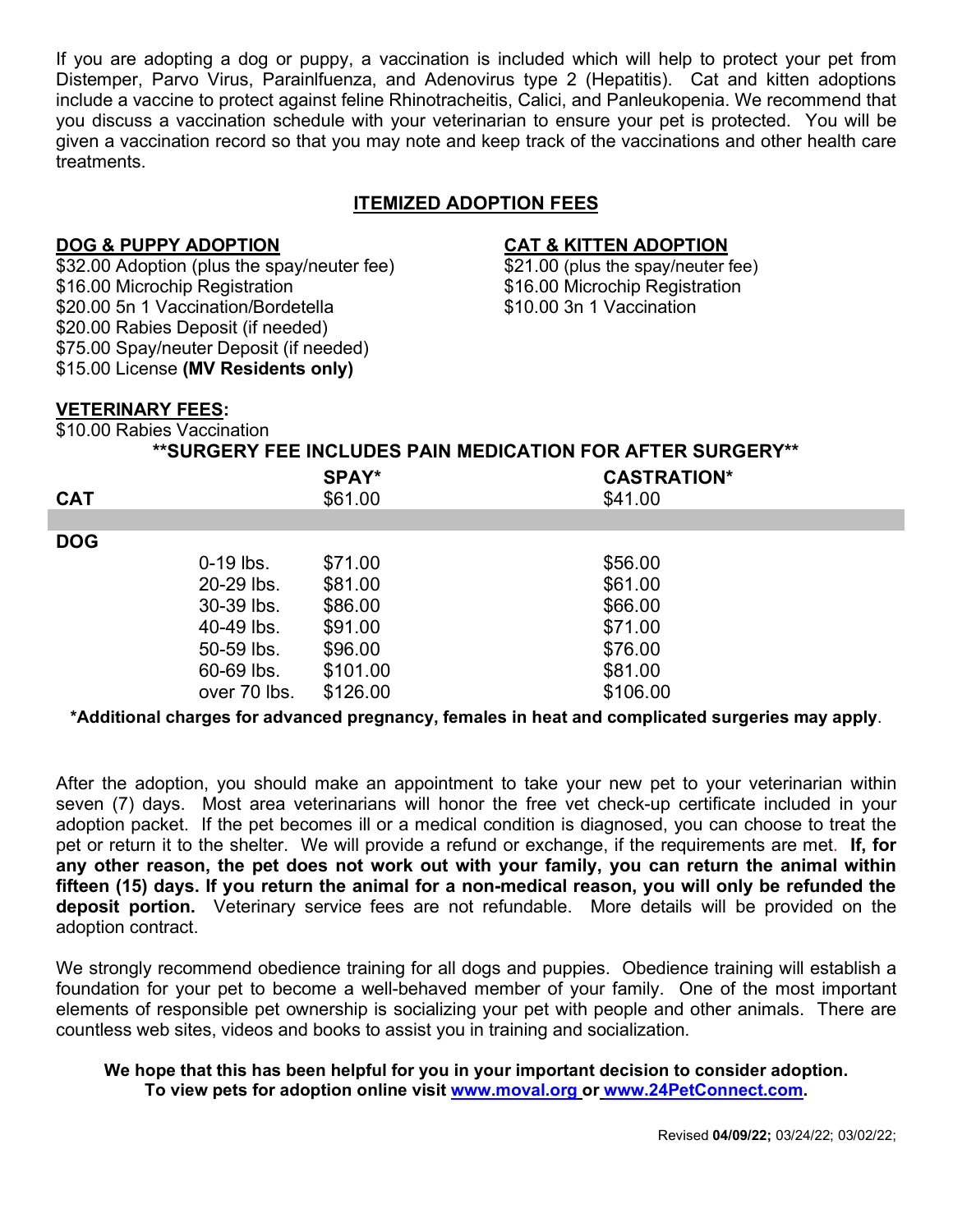If you are adopting a dog or puppy, a vaccination is included which will help to protect your pet from Distemper, Parvo Virus, Parainlfuenza, and Adenovirus type 2 (Hepatitis). Cat and kitten adoptions include a vaccine to protect against feline Rhinotracheitis, Calici, and Panleukopenia. We recommend that you discuss a vaccination schedule with your veterinarian to ensure your pet is protected. You will be given a vaccination record so that you may note and keep track of the vaccinations and other health care treatments.

## ITEMIZED ADOPTION FEES

### DOG & PUPPY ADOPTION

$32.00 Adoption (plus the spay/neuter fee)
$16.00 Microchip Registration
$20.00 5n 1 Vaccination/Bordetella
$20.00 Rabies Deposit (if needed)
$75.00 Spay/neuter Deposit (if needed)
$15.00 License **(MV Residents only)**

### CAT & KITTEN ADOPTION

$21.00 (plus the spay/neuter fee)
$16.00 Microchip Registration
$10.00 3n 1 Vaccination

### VETERINARY FEES:

$10.00 Rabies Vaccination

**\*\*SURGERY FEE INCLUDES PAIN MEDICATION FOR AFTER SURGERY\*\***

| | | SPAY* | CASTRATION* |
|---|---|---|---|
| **CAT** | | $61.00 | $41.00 |
| **DOG** | | | |
| | 0-19 lbs. | $71.00 | $56.00 |
| | 20-29 lbs. | $81.00 | $61.00 |
| | 30-39 lbs. | $86.00 | $66.00 |
| | 40-49 lbs. | $91.00 | $71.00 |
| | 50-59 lbs. | $96.00 | $76.00 |
| | 60-69 lbs. | $101.00 | $81.00 |
| | over 70 lbs. | $126.00 | $106.00 |

**\*Additional charges for advanced pregnancy, females in heat and complicated surgeries may apply**.

After the adoption, you should make an appointment to take your new pet to your veterinarian within seven (7) days. Most area veterinarians will honor the free vet check-up certificate included in your adoption packet. If the pet becomes ill or a medical condition is diagnosed, you can choose to treat the pet or return it to the shelter. We will provide a refund or exchange, if the requirements are met. **If, for any other reason, the pet does not work out with your family, you can return the animal within fifteen (15) days. If you return the animal for a non-medical reason, you will only be refunded the deposit portion.** Veterinary service fees are not refundable. More details will be provided on the adoption contract.

We strongly recommend obedience training for all dogs and puppies. Obedience training will establish a foundation for your pet to become a well-behaved member of your family. One of the most important elements of responsible pet ownership is socializing your pet with people and other animals. There are countless web sites, videos and books to assist you in training and socialization.

**We hope that this has been helpful for you in your important decision to consider adoption.**
**To view pets for adoption online visit www.moval.org or www.24PetConnect.com.**

Revised **04/09/22;** 03/24/22; 03/02/22;